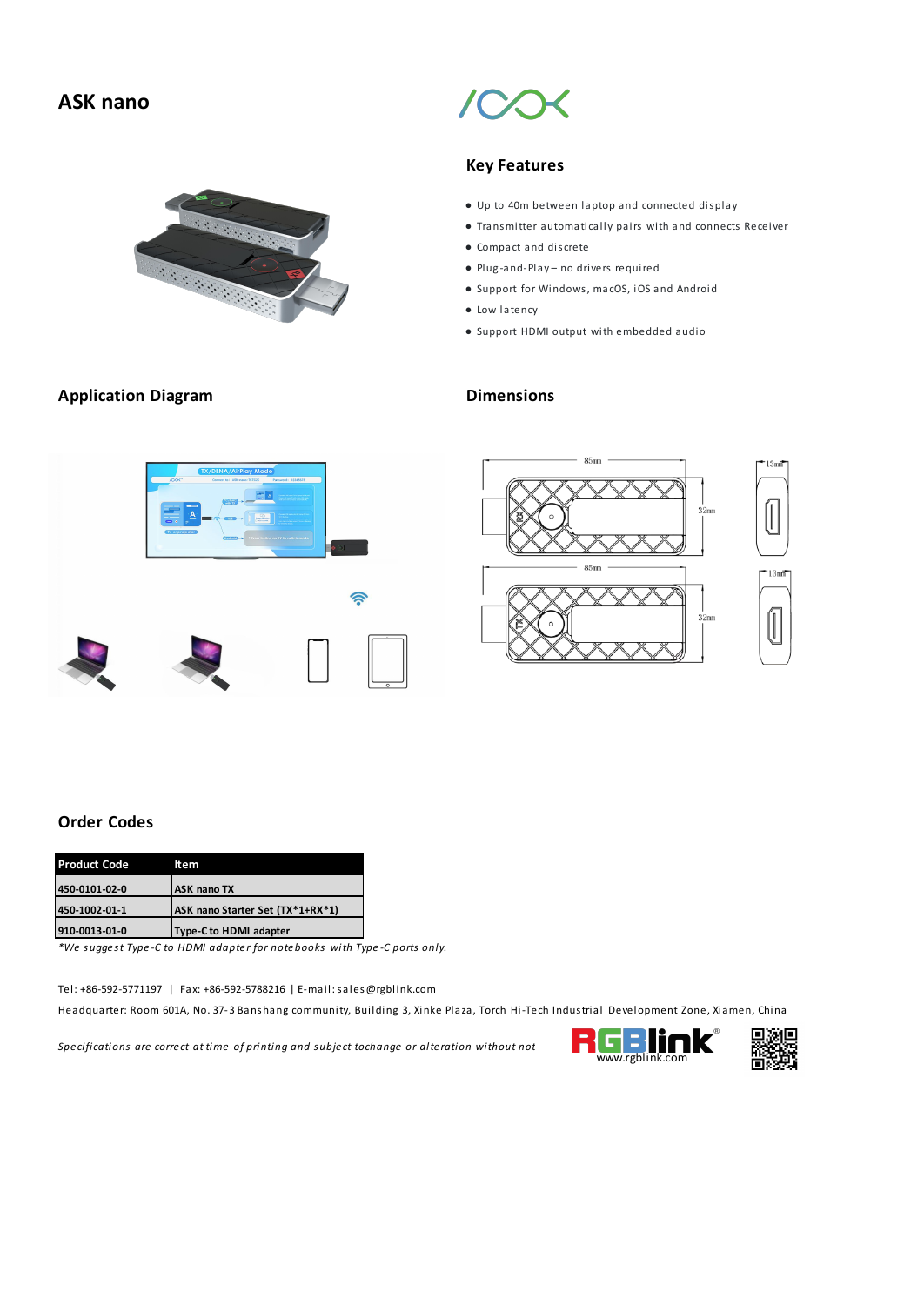# ASK nano

## Key Features

- Up to 40m between laptop and connected display
- Transmitter automatically pairs with and connects Receiver
- Compact and discrete
- Plug-and-Play – no drivers required
- Support for Windows, macOS, iOS and Android
- Low latency
- Support HDMI output with embedded audio

## Application Diagram

## Dimensions

## Order Codes

| Product Code | Item |
| --- | --- |
| 450-0101-02-0 | ASK nano TX |
| 450-1002-01-1 | ASK nano Starter Set (TX*1+RX*1) |
| 910-0013-01-0 | Type-C to HDMI adapter |

*\*We suggest Type-C to HDMI adapter for notebooks with Type-C ports only.*

Tel: +86-592-5771197 | Fax: +86-592-5788216 | E-mail: sales@rgblink.com

Headquarter: Room 601A, No. 37-3 Banshang community, Building 3, Xinke Plaza, Torch Hi-Tech Industrial Development Zone, Xiamen, China

*Specifications are correct at time of printing and subject tochange or alteration without not*

www.rgblink.com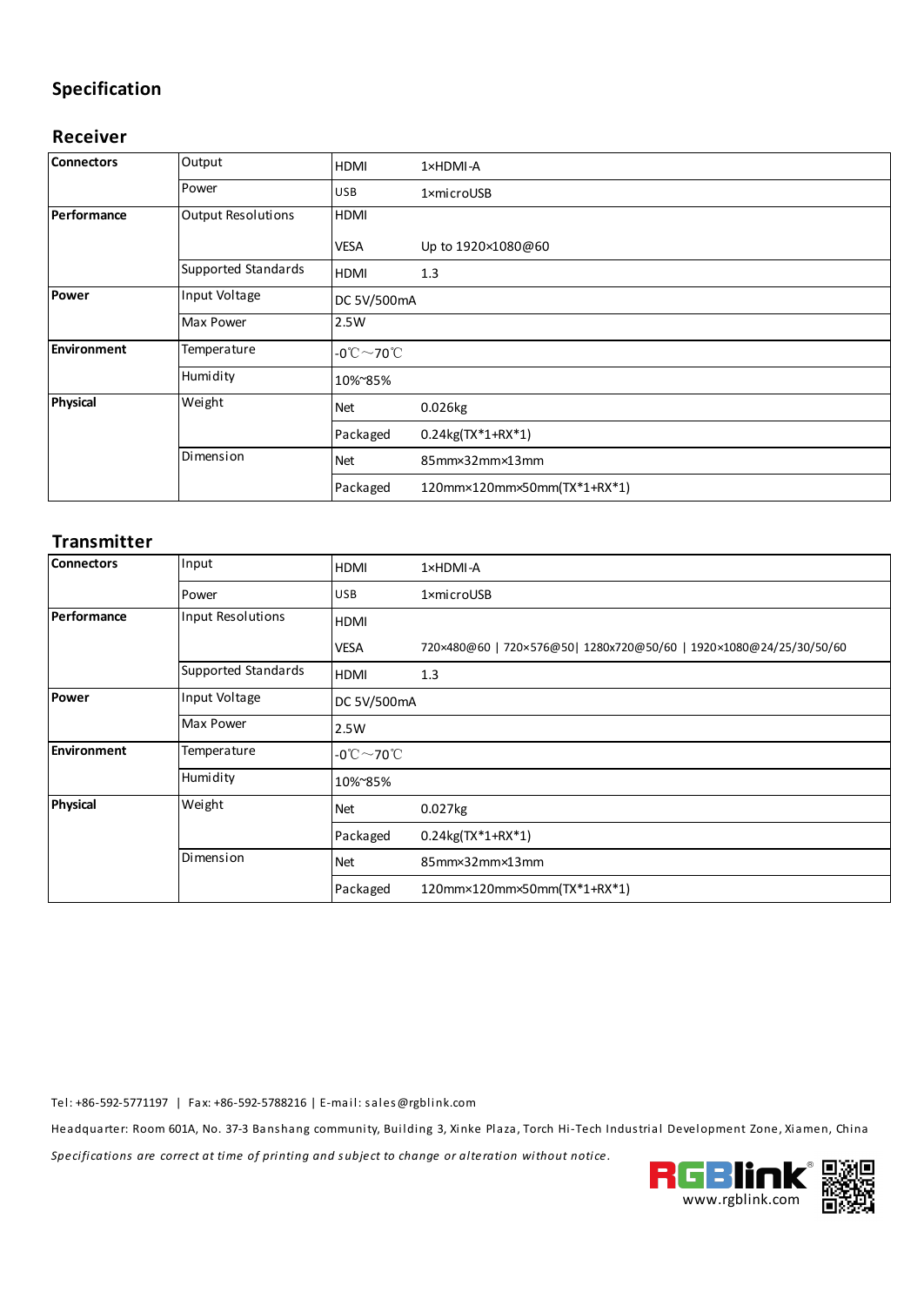## Specification

### Receiver

| | | | |
|---|---|---|---|
| **Connectors** | Output | HDMI | 1×HDMI-A |
| | Power | USB | 1×microUSB |
| **Performance** | Output Resolutions | HDMI | |
| | | VESA | Up to 1920×1080@60 |
| | Supported Standards | HDMI | 1.3 |
| **Power** | Input Voltage | DC 5V/500mA | |
| | Max Power | 2.5W | |
| **Environment** | Temperature | -0℃～70℃ | |
| | Humidity | 10%~85% | |
| **Physical** | Weight | Net | 0.026kg |
| | | Packaged | 0.24kg(TX*1+RX*1) |
| | Dimension | Net | 85mm×32mm×13mm |
| | | Packaged | 120mm×120mm×50mm(TX*1+RX*1) |

### Transmitter

| | | | |
|---|---|---|---|
| **Connectors** | Input | HDMI | 1×HDMI-A |
| | Power | USB | 1×microUSB |
| **Performance** | Input Resolutions | HDMI | |
| | | VESA | 720×480@60 \| 720×576@50\| 1280x720@50/60 \| 1920×1080@24/25/30/50/60 |
| | Supported Standards | HDMI | 1.3 |
| **Power** | Input Voltage | DC 5V/500mA | |
| | Max Power | 2.5W | |
| **Environment** | Temperature | -0℃～70℃ | |
| | Humidity | 10%~85% | |
| **Physical** | Weight | Net | 0.027kg |
| | | Packaged | 0.24kg(TX*1+RX*1) |
| | Dimension | Net | 85mm×32mm×13mm |
| | | Packaged | 120mm×120mm×50mm(TX*1+RX*1) |

Tel: +86-592-5771197 | Fax: +86-592-5788216 | E-mail: sales@rgblink.com

Headquarter: Room 601A, No. 37-3 Banshang community, Building 3, Xinke Plaza, Torch Hi-Tech Industrial Development Zone, Xiamen, China

*Specifications are correct at time of printing and subject to change or alteration without notice.*

RGBlink® www.rgblink.com